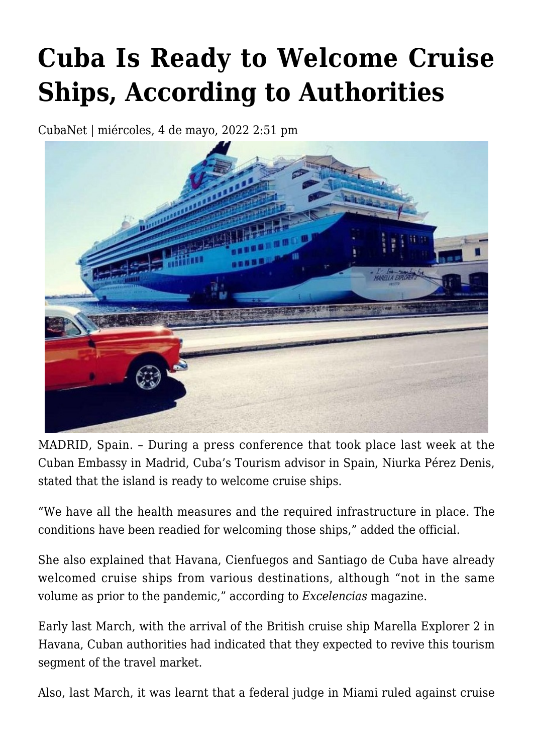# Cuba Is Ready to Welcome Cruise Ships, According to Authorities

CubaNet | miércoles, 4 de mayo, 2022 2:51 pm

MADRID, Spain. – During a press conference that took place last week at the Cuban Embassy in Madrid, Cuba's Tourism advisor in Spain, Niurka Pérez Denis, stated that the island is ready to welcome cruise ships.

"We have all the health measures and the required infrastructure in place. The conditions have been readied for welcoming those ships," added the official.

She also explained that Havana, Cienfuegos and Santiago de Cuba have already welcomed cruise ships from various destinations, although "not in the same volume as prior to the pandemic," according to *Excelencias* magazine.

Early last March, with the arrival of the British cruise ship Marella Explorer 2 in Havana, Cuban authorities had indicated that they expected to revive this tourism segment of the travel market.

Also, last March, it was learnt that a federal judge in Miami ruled against cruise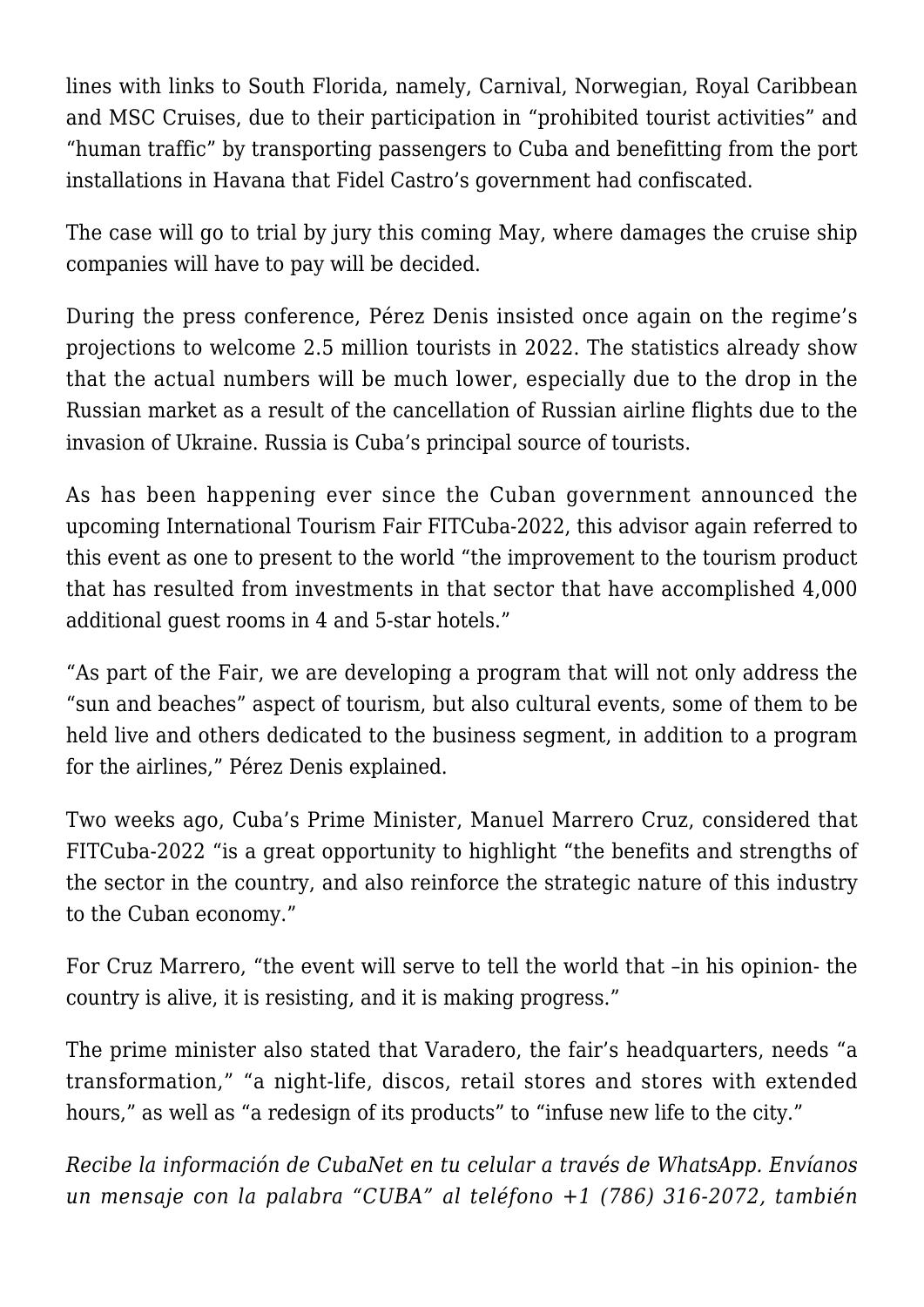lines with links to South Florida, namely, Carnival, Norwegian, Royal Caribbean and MSC Cruises, due to their participation in "prohibited tourist activities" and "human traffic" by transporting passengers to Cuba and benefitting from the port installations in Havana that Fidel Castro's government had confiscated.

The case will go to trial by jury this coming May, where damages the cruise ship companies will have to pay will be decided.

During the press conference, Pérez Denis insisted once again on the regime's projections to welcome 2.5 million tourists in 2022. The statistics already show that the actual numbers will be much lower, especially due to the drop in the Russian market as a result of the cancellation of Russian airline flights due to the invasion of Ukraine. Russia is Cuba's principal source of tourists.

As has been happening ever since the Cuban government announced the upcoming International Tourism Fair FITCuba-2022, this advisor again referred to this event as one to present to the world "the improvement to the tourism product that has resulted from investments in that sector that have accomplished 4,000 additional guest rooms in 4 and 5-star hotels."

"As part of the Fair, we are developing a program that will not only address the "sun and beaches" aspect of tourism, but also cultural events, some of them to be held live and others dedicated to the business segment, in addition to a program for the airlines," Pérez Denis explained.

Two weeks ago, Cuba's Prime Minister, Manuel Marrero Cruz, considered that FITCuba-2022 "is a great opportunity to highlight "the benefits and strengths of the sector in the country, and also reinforce the strategic nature of this industry to the Cuban economy."

For Cruz Marrero, "the event will serve to tell the world that –in his opinion- the country is alive, it is resisting, and it is making progress."

The prime minister also stated that Varadero, the fair's headquarters, needs "a transformation," "a night-life, discos, retail stores and stores with extended hours," as well as "a redesign of its products" to "infuse new life to the city."

*Recibe la información de CubaNet en tu celular a través de WhatsApp. Envíanos un mensaje con la palabra "CUBA" al teléfono +1 (786) 316-2072, también*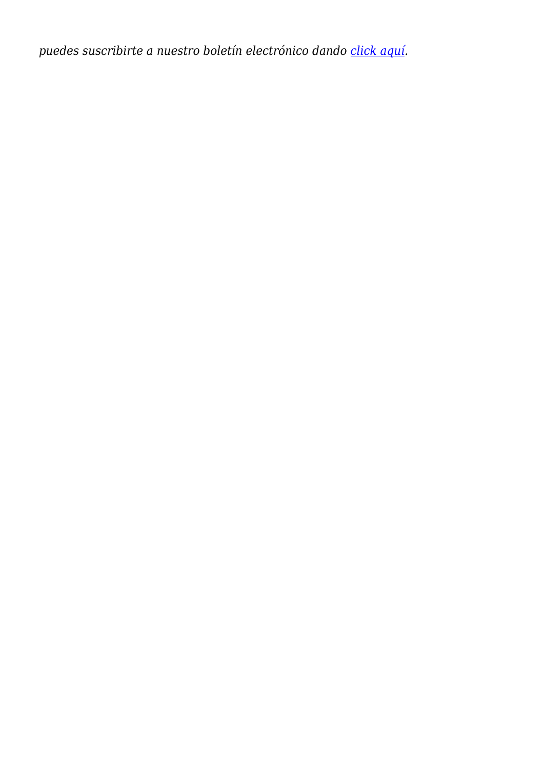*puedes suscribirte a nuestro boletín electrónico dando [click aquí](#).*